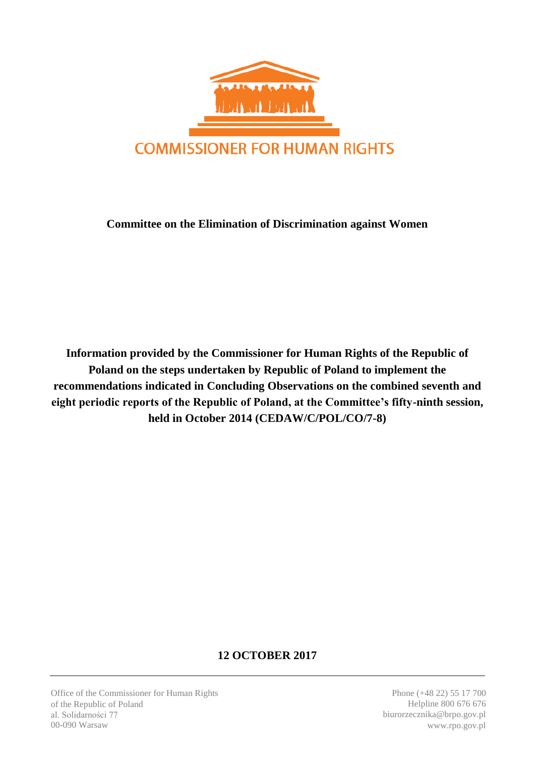COMMISSIONER FOR HUMAN RIGHTS

**Committee on the Elimination of Discrimination against Women**

**Information provided by the Commissioner for Human Rights of the Republic of Poland on the steps undertaken by Republic of Poland to implement the recommendations indicated in Concluding Observations on the combined seventh and eight periodic reports of the Republic of Poland, at the Committee's fifty-ninth session, held in October 2014 (CEDAW/C/POL/CO/7-8)**

**12 OCTOBER 2017**

Office of the Commissioner for Human Rights
of the Republic of Poland
al. Solidarności 77
00-090 Warsaw

Phone (+48 22) 55 17 700
Helpline 800 676 676
biurorzecznika@brpo.gov.pl
www.rpo.gov.pl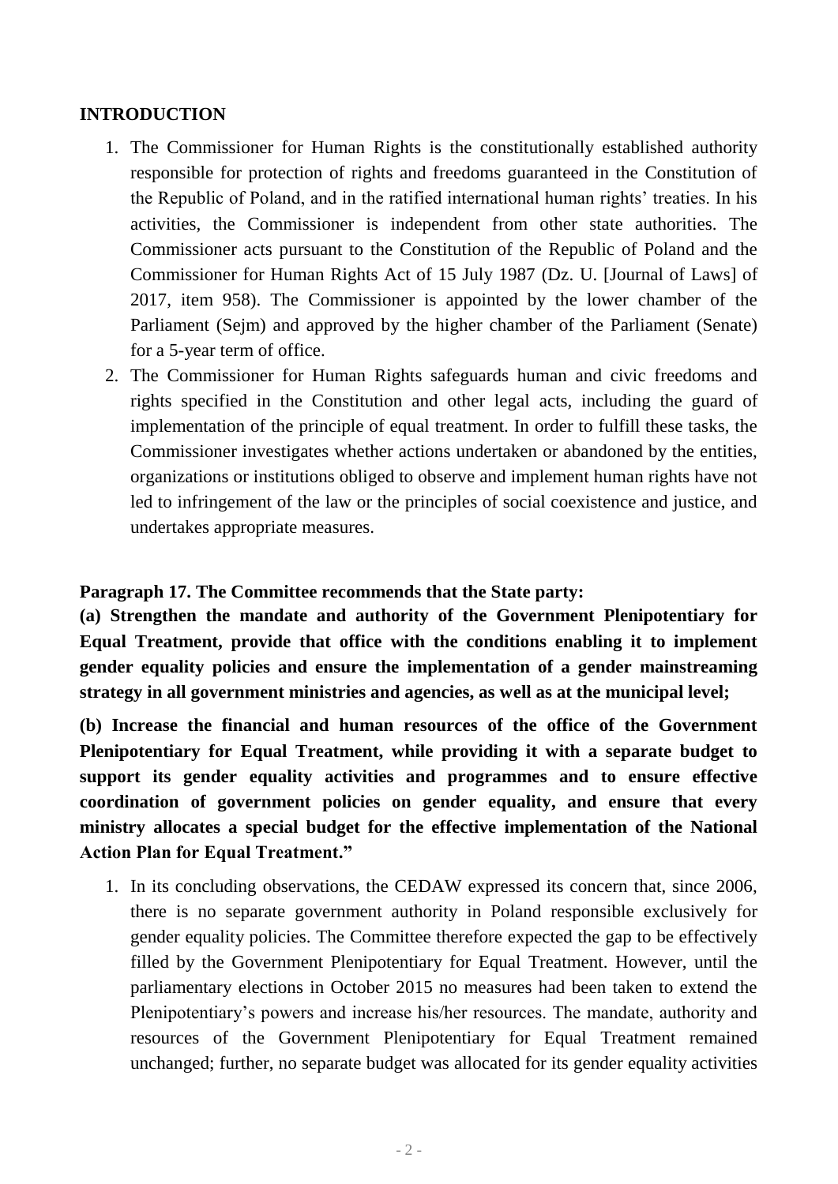**INTRODUCTION**

1. The Commissioner for Human Rights is the constitutionally established authority responsible for protection of rights and freedoms guaranteed in the Constitution of the Republic of Poland, and in the ratified international human rights' treaties. In his activities, the Commissioner is independent from other state authorities. The Commissioner acts pursuant to the Constitution of the Republic of Poland and the Commissioner for Human Rights Act of 15 July 1987 (Dz. U. [Journal of Laws] of 2017, item 958). The Commissioner is appointed by the lower chamber of the Parliament (Sejm) and approved by the higher chamber of the Parliament (Senate) for a 5-year term of office.
2. The Commissioner for Human Rights safeguards human and civic freedoms and rights specified in the Constitution and other legal acts, including the guard of implementation of the principle of equal treatment. In order to fulfill these tasks, the Commissioner investigates whether actions undertaken or abandoned by the entities, organizations or institutions obliged to observe and implement human rights have not led to infringement of the law or the principles of social coexistence and justice, and undertakes appropriate measures.

**Paragraph 17. The Committee recommends that the State party:**

**(a) Strengthen the mandate and authority of the Government Plenipotentiary for Equal Treatment, provide that office with the conditions enabling it to implement gender equality policies and ensure the implementation of a gender mainstreaming strategy in all government ministries and agencies, as well as at the municipal level;**

**(b) Increase the financial and human resources of the office of the Government Plenipotentiary for Equal Treatment, while providing it with a separate budget to support its gender equality activities and programmes and to ensure effective coordination of government policies on gender equality, and ensure that every ministry allocates a special budget for the effective implementation of the National Action Plan for Equal Treatment."**

1. In its concluding observations, the CEDAW expressed its concern that, since 2006, there is no separate government authority in Poland responsible exclusively for gender equality policies. The Committee therefore expected the gap to be effectively filled by the Government Plenipotentiary for Equal Treatment. However, until the parliamentary elections in October 2015 no measures had been taken to extend the Plenipotentiary's powers and increase his/her resources. The mandate, authority and resources of the Government Plenipotentiary for Equal Treatment remained unchanged; further, no separate budget was allocated for its gender equality activities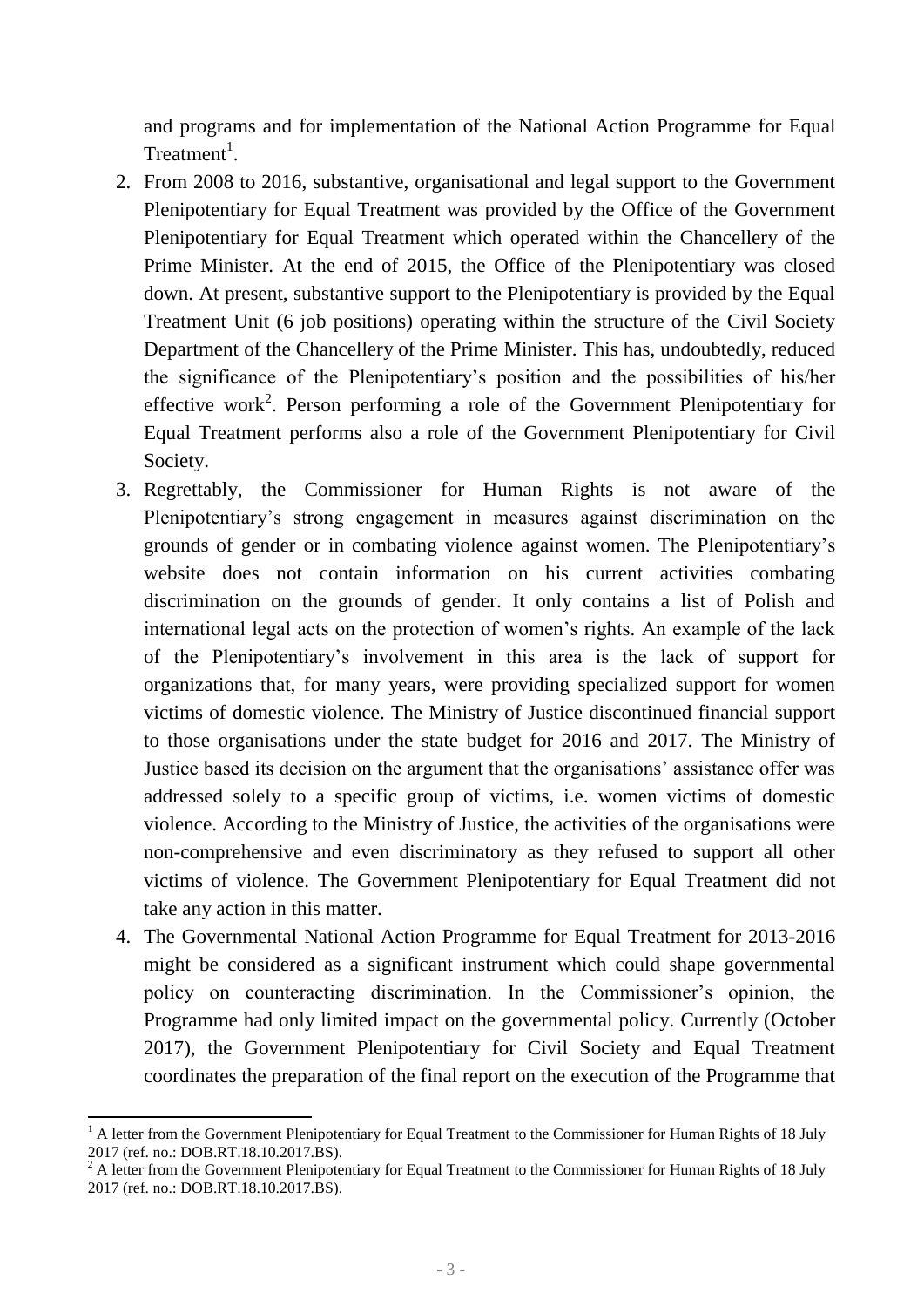and programs and for implementation of the National Action Programme for Equal Treatment[1].

2. From 2008 to 2016, substantive, organisational and legal support to the Government Plenipotentiary for Equal Treatment was provided by the Office of the Government Plenipotentiary for Equal Treatment which operated within the Chancellery of the Prime Minister. At the end of 2015, the Office of the Plenipotentiary was closed down. At present, substantive support to the Plenipotentiary is provided by the Equal Treatment Unit (6 job positions) operating within the structure of the Civil Society Department of the Chancellery of the Prime Minister. This has, undoubtedly, reduced the significance of the Plenipotentiary's position and the possibilities of his/her effective work[2]. Person performing a role of the Government Plenipotentiary for Equal Treatment performs also a role of the Government Plenipotentiary for Civil Society.
3. Regrettably, the Commissioner for Human Rights is not aware of the Plenipotentiary's strong engagement in measures against discrimination on the grounds of gender or in combating violence against women. The Plenipotentiary's website does not contain information on his current activities combating discrimination on the grounds of gender. It only contains a list of Polish and international legal acts on the protection of women's rights. An example of the lack of the Plenipotentiary's involvement in this area is the lack of support for organizations that, for many years, were providing specialized support for women victims of domestic violence. The Ministry of Justice discontinued financial support to those organisations under the state budget for 2016 and 2017. The Ministry of Justice based its decision on the argument that the organisations' assistance offer was addressed solely to a specific group of victims, i.e. women victims of domestic violence. According to the Ministry of Justice, the activities of the organisations were non-comprehensive and even discriminatory as they refused to support all other victims of violence. The Government Plenipotentiary for Equal Treatment did not take any action in this matter.
4. The Governmental National Action Programme for Equal Treatment for 2013-2016 might be considered as a significant instrument which could shape governmental policy on counteracting discrimination. In the Commissioner's opinion, the Programme had only limited impact on the governmental policy. Currently (October 2017), the Government Plenipotentiary for Civil Society and Equal Treatment coordinates the preparation of the final report on the execution of the Programme that

[1] A letter from the Government Plenipotentiary for Equal Treatment to the Commissioner for Human Rights of 18 July 2017 (ref. no.: DOB.RT.18.10.2017.BS).

[2] A letter from the Government Plenipotentiary for Equal Treatment to the Commissioner for Human Rights of 18 July 2017 (ref. no.: DOB.RT.18.10.2017.BS).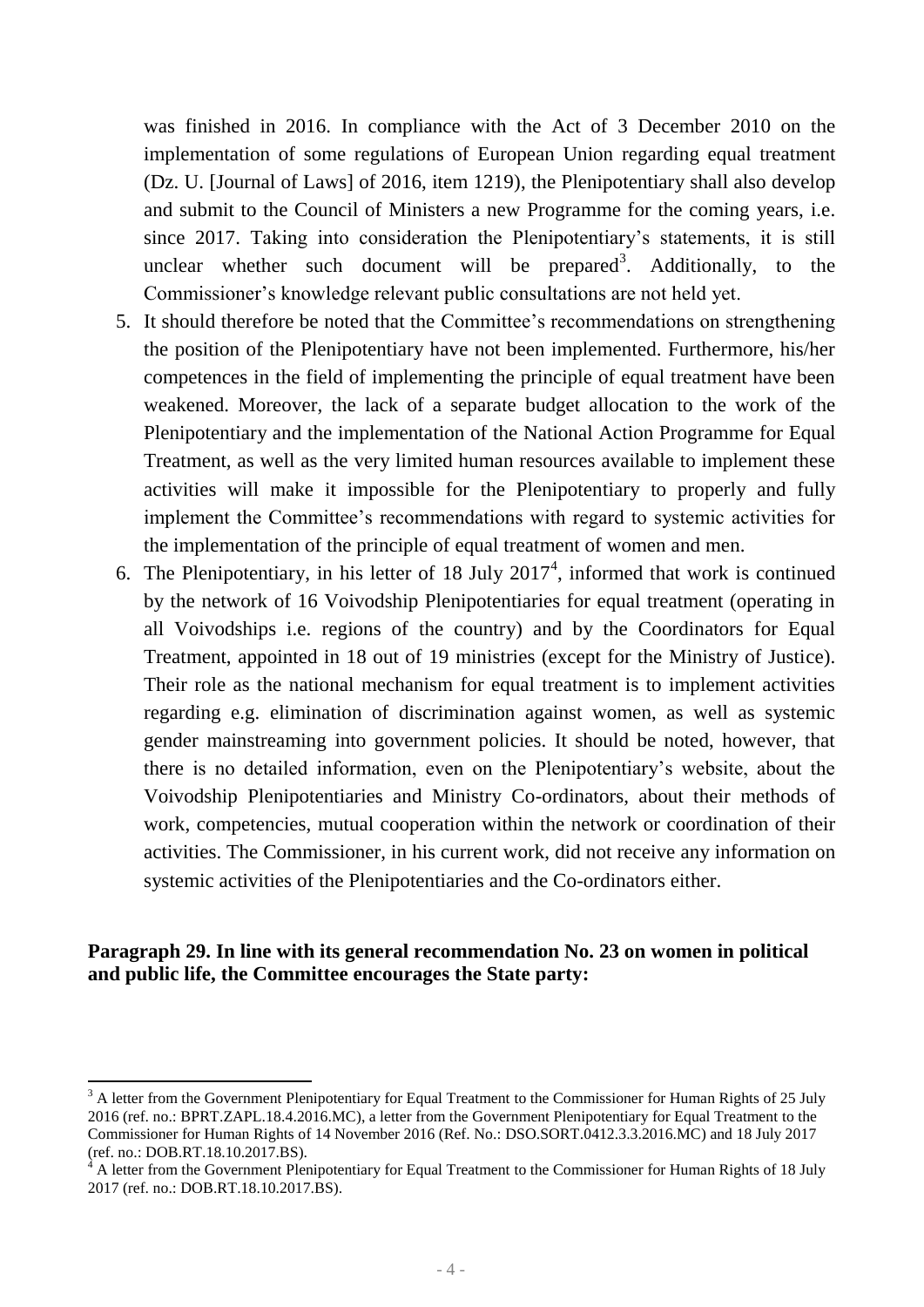was finished in 2016. In compliance with the Act of 3 December 2010 on the implementation of some regulations of European Union regarding equal treatment (Dz. U. [Journal of Laws] of 2016, item 1219), the Plenipotentiary shall also develop and submit to the Council of Ministers a new Programme for the coming years, i.e. since 2017. Taking into consideration the Plenipotentiary's statements, it is still unclear whether such document will be prepared[3]. Additionally, to the Commissioner's knowledge relevant public consultations are not held yet.

5. It should therefore be noted that the Committee's recommendations on strengthening the position of the Plenipotentiary have not been implemented. Furthermore, his/her competences in the field of implementing the principle of equal treatment have been weakened. Moreover, the lack of a separate budget allocation to the work of the Plenipotentiary and the implementation of the National Action Programme for Equal Treatment, as well as the very limited human resources available to implement these activities will make it impossible for the Plenipotentiary to properly and fully implement the Committee's recommendations with regard to systemic activities for the implementation of the principle of equal treatment of women and men.
6. The Plenipotentiary, in his letter of 18 July 2017[4], informed that work is continued by the network of 16 Voivodship Plenipotentiaries for equal treatment (operating in all Voivodships i.e. regions of the country) and by the Coordinators for Equal Treatment, appointed in 18 out of 19 ministries (except for the Ministry of Justice). Their role as the national mechanism for equal treatment is to implement activities regarding e.g. elimination of discrimination against women, as well as systemic gender mainstreaming into government policies. It should be noted, however, that there is no detailed information, even on the Plenipotentiary's website, about the Voivodship Plenipotentiaries and Ministry Co-ordinators, about their methods of work, competencies, mutual cooperation within the network or coordination of their activities. The Commissioner, in his current work, did not receive any information on systemic activities of the Plenipotentiaries and the Co-ordinators either.

**Paragraph 29. In line with its general recommendation No. 23 on women in political and public life, the Committee encourages the State party:**

---

[3] A letter from the Government Plenipotentiary for Equal Treatment to the Commissioner for Human Rights of 25 July 2016 (ref. no.: BPRT.ZAPL.18.4.2016.MC), a letter from the Government Plenipotentiary for Equal Treatment to the Commissioner for Human Rights of 14 November 2016 (Ref. No.: DSO.SORT.0412.3.3.2016.MC) and 18 July 2017 (ref. no.: DOB.RT.18.10.2017.BS).

[4] A letter from the Government Plenipotentiary for Equal Treatment to the Commissioner for Human Rights of 18 July 2017 (ref. no.: DOB.RT.18.10.2017.BS).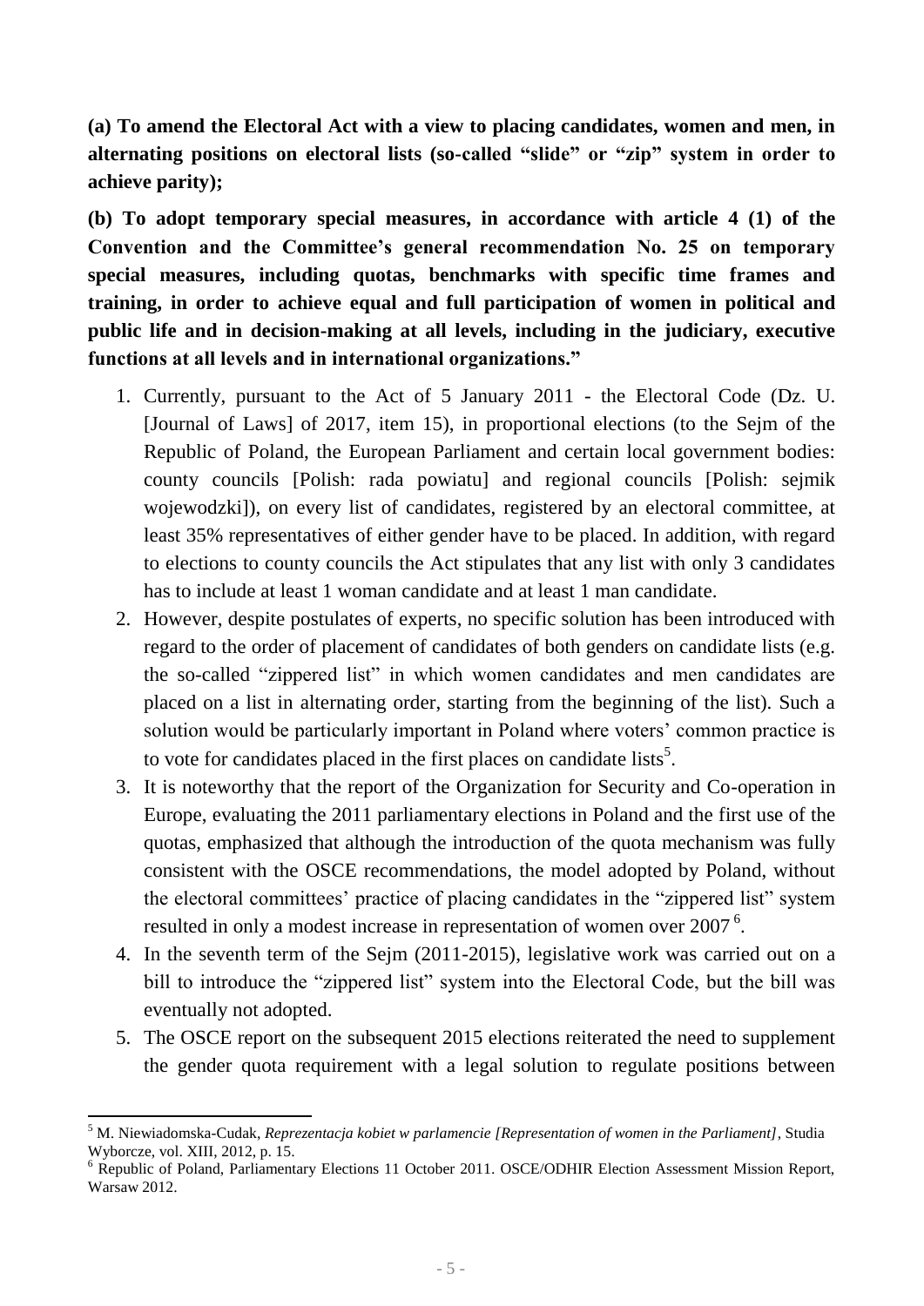**(a) To amend the Electoral Act with a view to placing candidates, women and men, in alternating positions on electoral lists (so-called "slide" or "zip" system in order to achieve parity);**

**(b) To adopt temporary special measures, in accordance with article 4 (1) of the Convention and the Committee's general recommendation No. 25 on temporary special measures, including quotas, benchmarks with specific time frames and training, in order to achieve equal and full participation of women in political and public life and in decision-making at all levels, including in the judiciary, executive functions at all levels and in international organizations."**

1. Currently, pursuant to the Act of 5 January 2011 - the Electoral Code (Dz. U. [Journal of Laws] of 2017, item 15), in proportional elections (to the Sejm of the Republic of Poland, the European Parliament and certain local government bodies: county councils [Polish: rada powiatu] and regional councils [Polish: sejmik wojewodzki]), on every list of candidates, registered by an electoral committee, at least 35% representatives of either gender have to be placed. In addition, with regard to elections to county councils the Act stipulates that any list with only 3 candidates has to include at least 1 woman candidate and at least 1 man candidate.
2. However, despite postulates of experts, no specific solution has been introduced with regard to the order of placement of candidates of both genders on candidate lists (e.g. the so-called "zippered list" in which women candidates and men candidates are placed on a list in alternating order, starting from the beginning of the list). Such a solution would be particularly important in Poland where voters' common practice is to vote for candidates placed in the first places on candidate lists[5].
3. It is noteworthy that the report of the Organization for Security and Co-operation in Europe, evaluating the 2011 parliamentary elections in Poland and the first use of the quotas, emphasized that although the introduction of the quota mechanism was fully consistent with the OSCE recommendations, the model adopted by Poland, without the electoral committees' practice of placing candidates in the "zippered list" system resulted in only a modest increase in representation of women over 2007[6].
4. In the seventh term of the Sejm (2011-2015), legislative work was carried out on a bill to introduce the "zippered list" system into the Electoral Code, but the bill was eventually not adopted.
5. The OSCE report on the subsequent 2015 elections reiterated the need to supplement the gender quota requirement with a legal solution to regulate positions between

---

[5] M. Niewiadomska-Cudak, *Reprezentacja kobiet w parlamencie [Representation of women in the Parliament]*, Studia Wyborcze, vol. XIII, 2012, p. 15.

[6] Republic of Poland, Parliamentary Elections 11 October 2011. OSCE/ODHIR Election Assessment Mission Report, Warsaw 2012.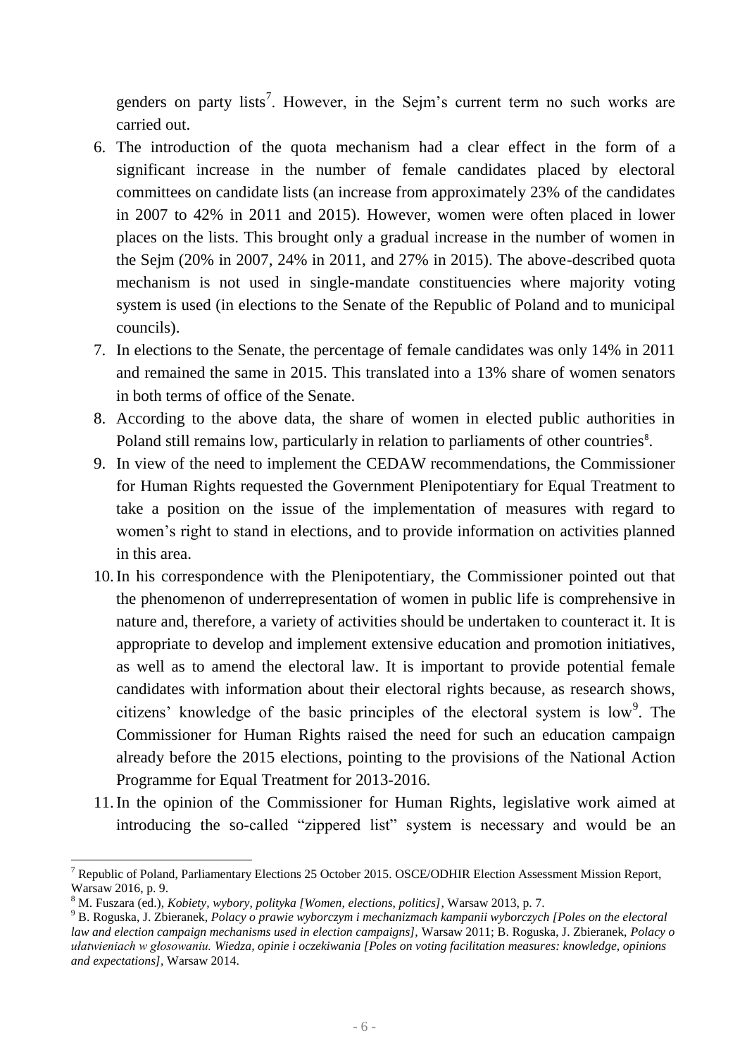genders on party lists[7]. However, in the Sejm's current term no such works are carried out.

6. The introduction of the quota mechanism had a clear effect in the form of a significant increase in the number of female candidates placed by electoral committees on candidate lists (an increase from approximately 23% of the candidates in 2007 to 42% in 2011 and 2015). However, women were often placed in lower places on the lists. This brought only a gradual increase in the number of women in the Sejm (20% in 2007, 24% in 2011, and 27% in 2015). The above-described quota mechanism is not used in single-mandate constituencies where majority voting system is used (in elections to the Senate of the Republic of Poland and to municipal councils).
7. In elections to the Senate, the percentage of female candidates was only 14% in 2011 and remained the same in 2015. This translated into a 13% share of women senators in both terms of office of the Senate.
8. According to the above data, the share of women in elected public authorities in Poland still remains low, particularly in relation to parliaments of other countries[8].
9. In view of the need to implement the CEDAW recommendations, the Commissioner for Human Rights requested the Government Plenipotentiary for Equal Treatment to take a position on the issue of the implementation of measures with regard to women's right to stand in elections, and to provide information on activities planned in this area.
10. In his correspondence with the Plenipotentiary, the Commissioner pointed out that the phenomenon of underrepresentation of women in public life is comprehensive in nature and, therefore, a variety of activities should be undertaken to counteract it. It is appropriate to develop and implement extensive education and promotion initiatives, as well as to amend the electoral law. It is important to provide potential female candidates with information about their electoral rights because, as research shows, citizens' knowledge of the basic principles of the electoral system is low[9]. The Commissioner for Human Rights raised the need for such an education campaign already before the 2015 elections, pointing to the provisions of the National Action Programme for Equal Treatment for 2013-2016.
11. In the opinion of the Commissioner for Human Rights, legislative work aimed at introducing the so-called "zippered list" system is necessary and would be an

---

[7] Republic of Poland, Parliamentary Elections 25 October 2015. OSCE/ODHIR Election Assessment Mission Report, Warsaw 2016, p. 9.

[8] M. Fuszara (ed.), *Kobiety, wybory, polityka [Women, elections, politics]*, Warsaw 2013, p. 7.

[9] B. Roguska, J. Zbieranek, *Polacy o prawie wyborczym i mechanizmach kampanii wyborczych [Poles on the electoral law and election campaign mechanisms used in election campaigns]*, Warsaw 2011; B. Roguska, J. Zbieranek, *Polacy o ułatwieniach w głosowaniu. Wiedza, opinie i oczekiwania [Poles on voting facilitation measures: knowledge, opinions and expectations]*, Warsaw 2014.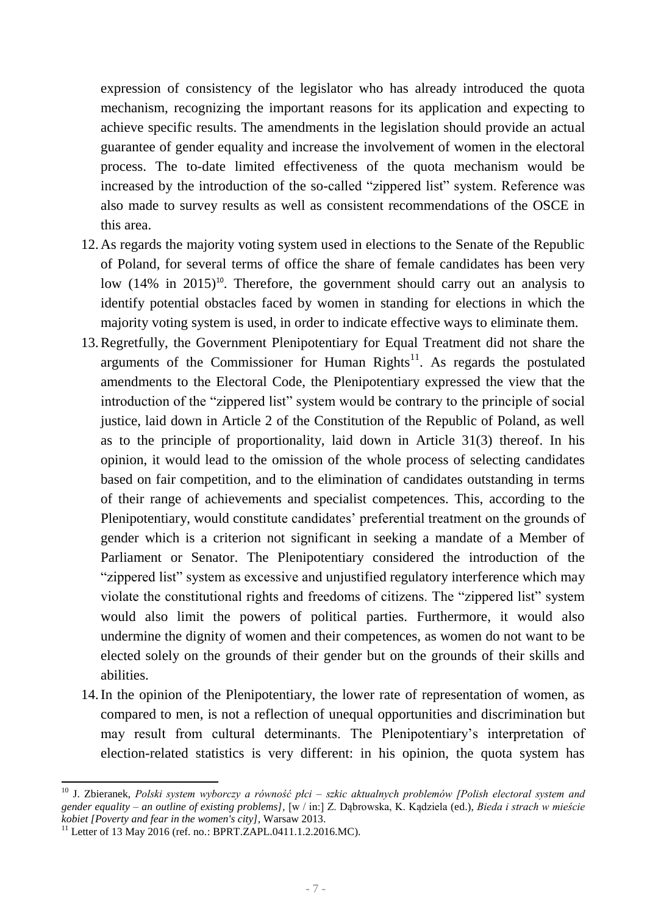expression of consistency of the legislator who has already introduced the quota mechanism, recognizing the important reasons for its application and expecting to achieve specific results. The amendments in the legislation should provide an actual guarantee of gender equality and increase the involvement of women in the electoral process. The to-date limited effectiveness of the quota mechanism would be increased by the introduction of the so-called "zippered list" system. Reference was also made to survey results as well as consistent recommendations of the OSCE in this area.

12. As regards the majority voting system used in elections to the Senate of the Republic of Poland, for several terms of office the share of female candidates has been very low (14% in 2015)[10]. Therefore, the government should carry out an analysis to identify potential obstacles faced by women in standing for elections in which the majority voting system is used, in order to indicate effective ways to eliminate them.

13. Regretfully, the Government Plenipotentiary for Equal Treatment did not share the arguments of the Commissioner for Human Rights[11]. As regards the postulated amendments to the Electoral Code, the Plenipotentiary expressed the view that the introduction of the "zippered list" system would be contrary to the principle of social justice, laid down in Article 2 of the Constitution of the Republic of Poland, as well as to the principle of proportionality, laid down in Article 31(3) thereof. In his opinion, it would lead to the omission of the whole process of selecting candidates based on fair competition, and to the elimination of candidates outstanding in terms of their range of achievements and specialist competences. This, according to the Plenipotentiary, would constitute candidates' preferential treatment on the grounds of gender which is a criterion not significant in seeking a mandate of a Member of Parliament or Senator. The Plenipotentiary considered the introduction of the "zippered list" system as excessive and unjustified regulatory interference which may violate the constitutional rights and freedoms of citizens. The "zippered list" system would also limit the powers of political parties. Furthermore, it would also undermine the dignity of women and their competences, as women do not want to be elected solely on the grounds of their gender but on the grounds of their skills and abilities.

14. In the opinion of the Plenipotentiary, the lower rate of representation of women, as compared to men, is not a reflection of unequal opportunities and discrimination but may result from cultural determinants. The Plenipotentiary's interpretation of election-related statistics is very different: in his opinion, the quota system has

---

[10] J. Zbieranek, *Polski system wyborczy a równość płci – szkic aktualnych problemów [Polish electoral system and gender equality – an outline of existing problems]*, [w / in:] Z. Dąbrowska, K. Kądziela (ed.), *Bieda i strach w mieście kobiet [Poverty and fear in the women's city]*, Warsaw 2013.

[11] Letter of 13 May 2016 (ref. no.: BPRT.ZAPL.0411.1.2.2016.MC).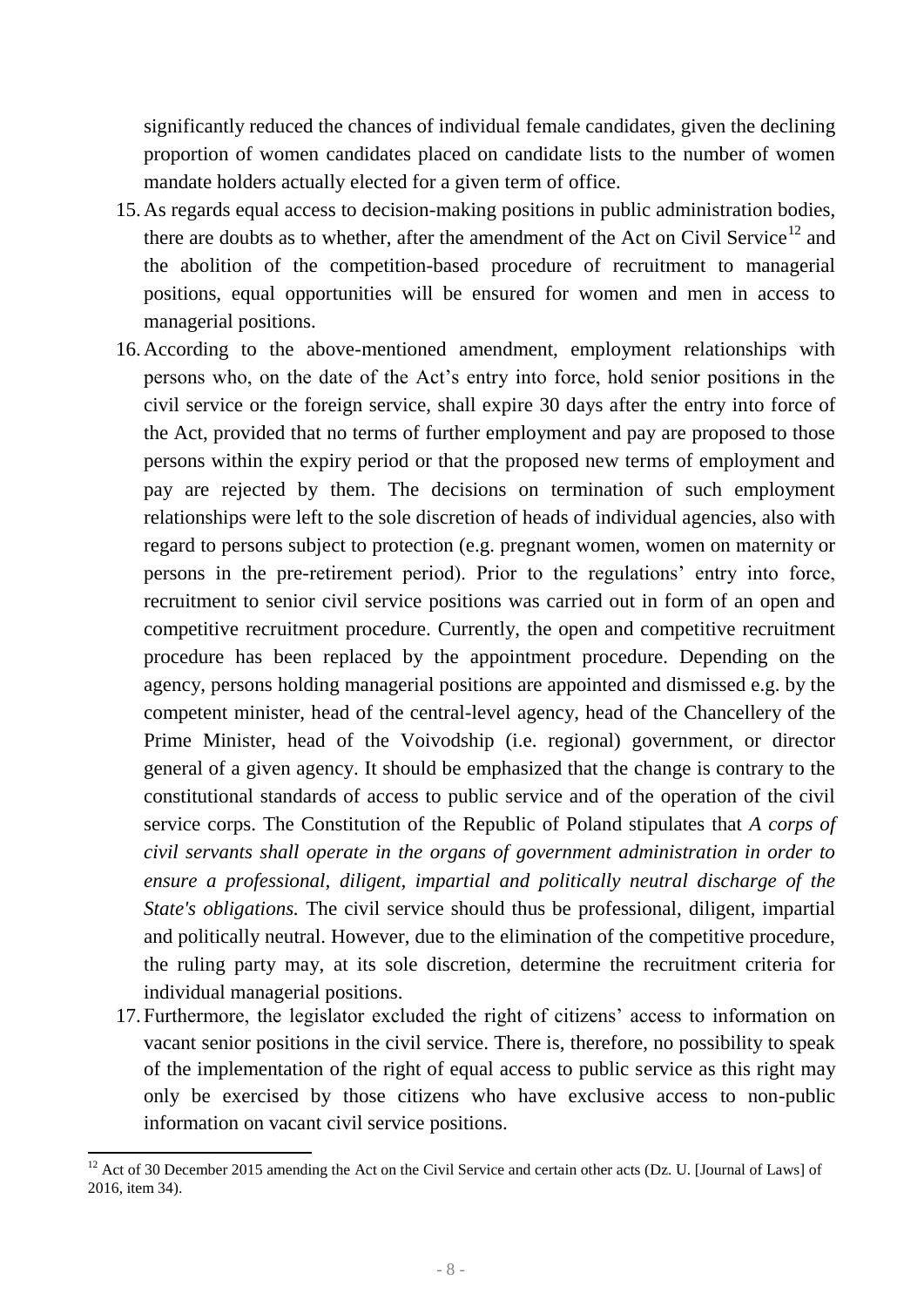significantly reduced the chances of individual female candidates, given the declining proportion of women candidates placed on candidate lists to the number of women mandate holders actually elected for a given term of office.

15. As regards equal access to decision-making positions in public administration bodies, there are doubts as to whether, after the amendment of the Act on Civil Service[12] and the abolition of the competition-based procedure of recruitment to managerial positions, equal opportunities will be ensured for women and men in access to managerial positions.

16. According to the above-mentioned amendment, employment relationships with persons who, on the date of the Act's entry into force, hold senior positions in the civil service or the foreign service, shall expire 30 days after the entry into force of the Act, provided that no terms of further employment and pay are proposed to those persons within the expiry period or that the proposed new terms of employment and pay are rejected by them. The decisions on termination of such employment relationships were left to the sole discretion of heads of individual agencies, also with regard to persons subject to protection (e.g. pregnant women, women on maternity or persons in the pre-retirement period). Prior to the regulations' entry into force, recruitment to senior civil service positions was carried out in form of an open and competitive recruitment procedure. Currently, the open and competitive recruitment procedure has been replaced by the appointment procedure. Depending on the agency, persons holding managerial positions are appointed and dismissed e.g. by the competent minister, head of the central-level agency, head of the Chancellery of the Prime Minister, head of the Voivodship (i.e. regional) government, or director general of a given agency. It should be emphasized that the change is contrary to the constitutional standards of access to public service and of the operation of the civil service corps. The Constitution of the Republic of Poland stipulates that *A corps of civil servants shall operate in the organs of government administration in order to ensure a professional, diligent, impartial and politically neutral discharge of the State's obligations.* The civil service should thus be professional, diligent, impartial and politically neutral. However, due to the elimination of the competitive procedure, the ruling party may, at its sole discretion, determine the recruitment criteria for individual managerial positions.

17. Furthermore, the legislator excluded the right of citizens' access to information on vacant senior positions in the civil service. There is, therefore, no possibility to speak of the implementation of the right of equal access to public service as this right may only be exercised by those citizens who have exclusive access to non-public information on vacant civil service positions.

[12] Act of 30 December 2015 amending the Act on the Civil Service and certain other acts (Dz. U. [Journal of Laws] of 2016, item 34).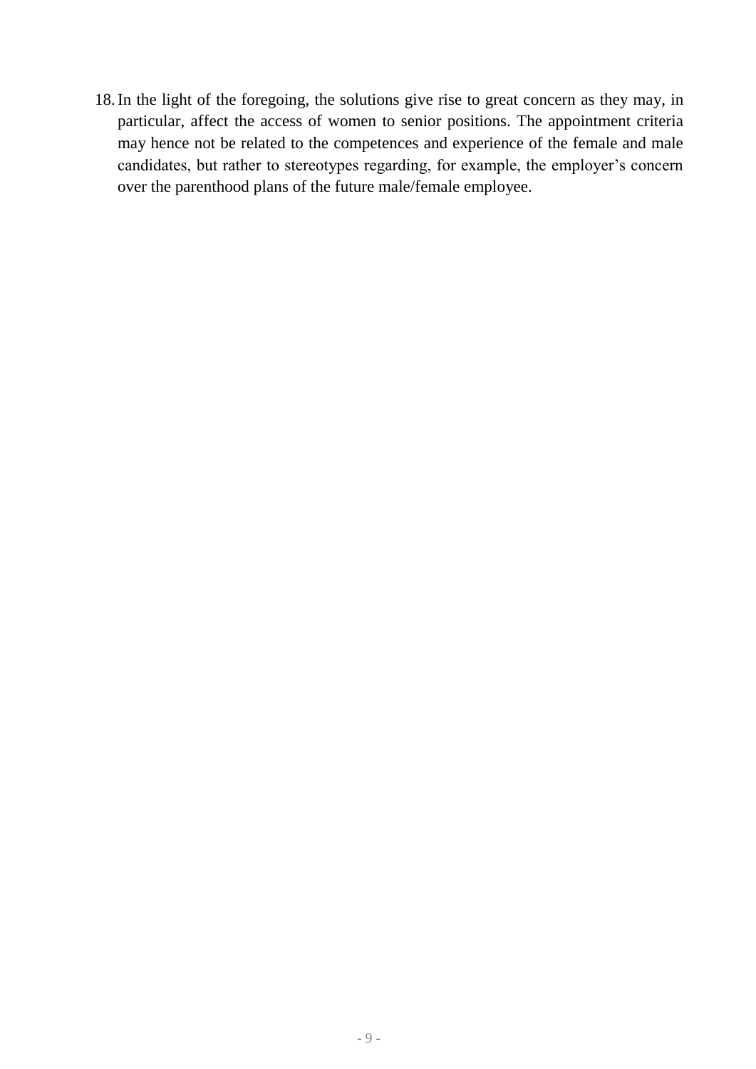18. In the light of the foregoing, the solutions give rise to great concern as they may, in particular, affect the access of women to senior positions. The appointment criteria may hence not be related to the competences and experience of the female and male candidates, but rather to stereotypes regarding, for example, the employer's concern over the parenthood plans of the future male/female employee.